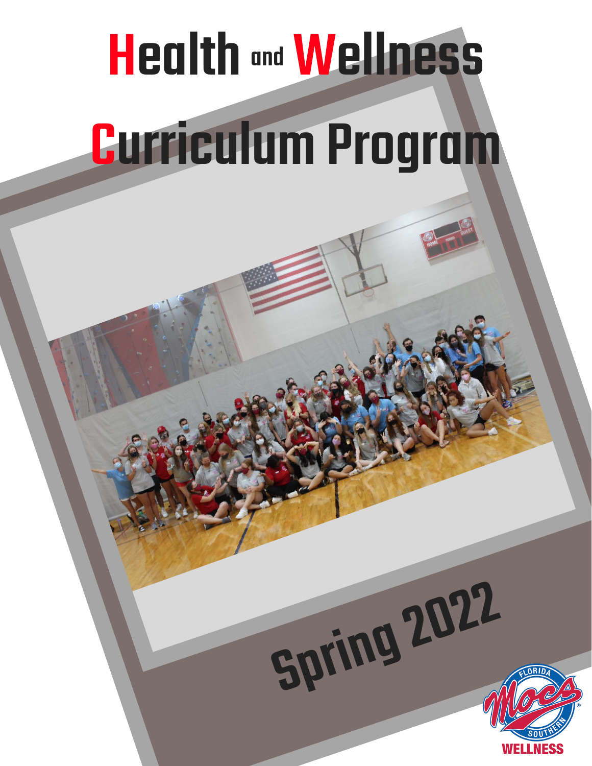# Health and Wellness Curriculum Program

Spring 2022

FLORIDA Mocs SOUTHERN

WELLNESS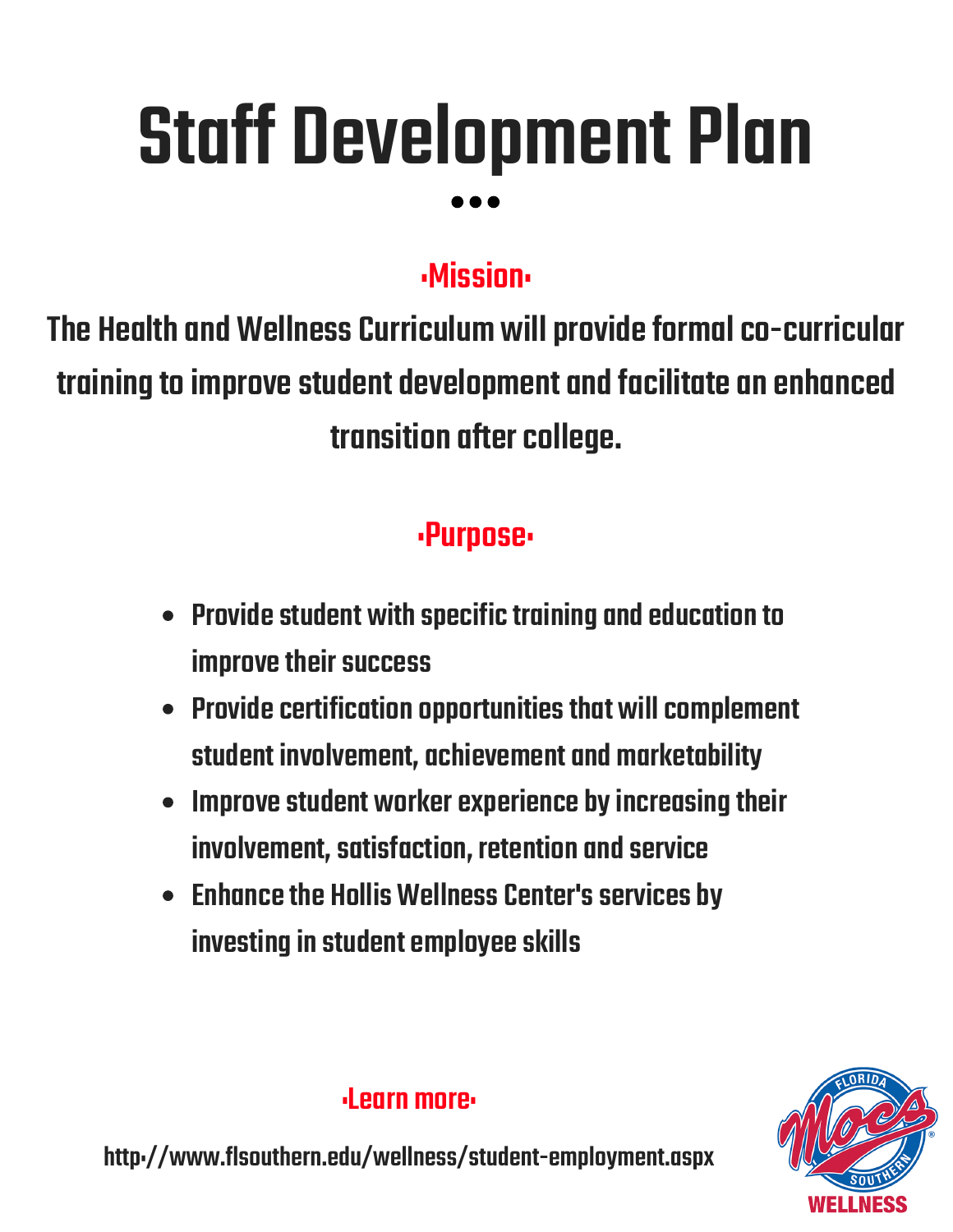# Staff Development Plan

## ▪Mission▪

**The Health and Wellness Curriculum will provide formal co-curricular training to improve student development and facilitate an enhanced transition after college.**

## ▪Purpose▪

- Provide student with specific training and education to improve their success
- Provide certification opportunities that will complement student involvement, achievement and marketability
- Improve student worker experience by increasing their involvement, satisfaction, retention and service
- Enhance the Hollis Wellness Center's services by investing in student employee skills

## ▪Learn more▪

http://www.flsouthern.edu/wellness/student-employment.aspx

FLORIDA Mocs SOUTHERN WELLNESS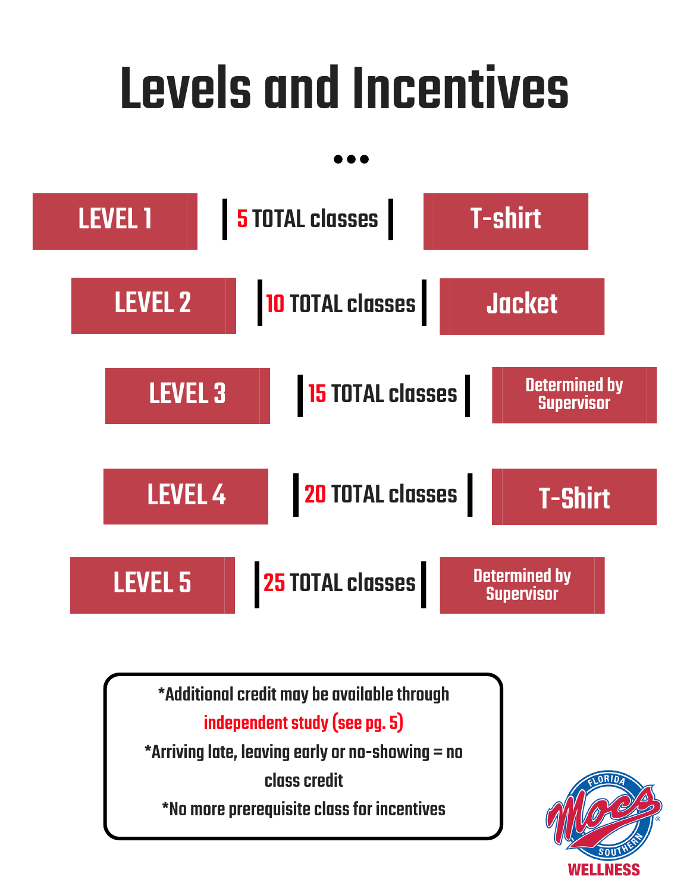# Levels and Incentives

| Level | Classes | Incentive |
| --- | --- | --- |
| LEVEL 1 | 5 TOTAL classes | T-shirt |
| LEVEL 2 | 10 TOTAL classes | Jacket |
| LEVEL 3 | 15 TOTAL classes | Determined by Supervisor |
| LEVEL 4 | 20 TOTAL classes | T-Shirt |
| LEVEL 5 | 25 TOTAL classes | Determined by Supervisor |

*Additional credit may be available through independent study (see pg. 5)

*Arriving late, leaving early or no-showing = no class credit

*No more prerequisite class for incentives

FLORIDA SOUTHERN Mocs WELLNESS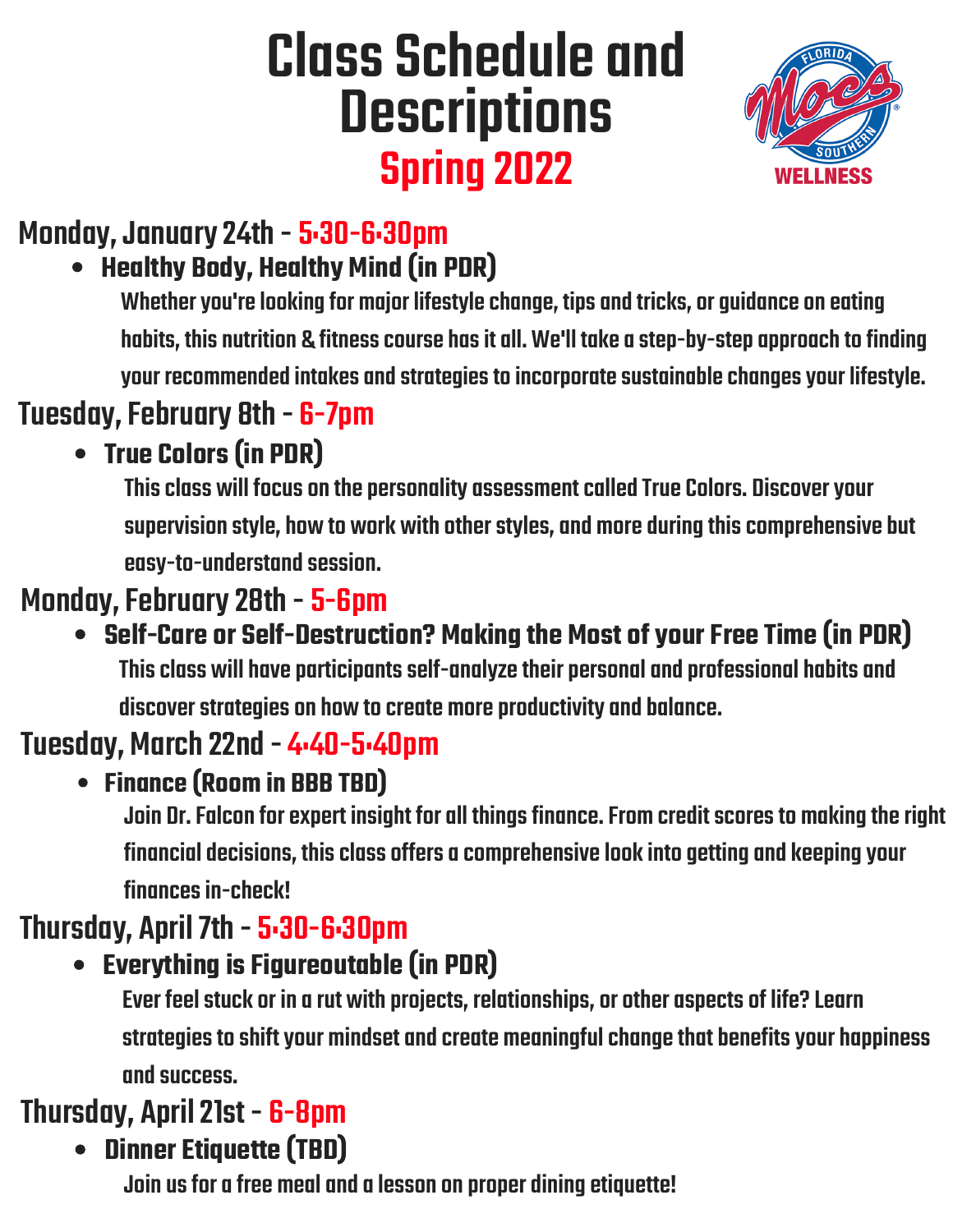# Class Schedule and Descriptions

## Spring 2022

FLORIDA SOUTHERN Mocs WELLNESS

### Monday, January 24th - 5:30-6:30pm

- **Healthy Body, Healthy Mind (in PDR)**

  Whether you're looking for major lifestyle change, tips and tricks, or guidance on eating habits, this nutrition & fitness course has it all. We'll take a step-by-step approach to finding your recommended intakes and strategies to incorporate sustainable changes your lifestyle.

### Tuesday, February 8th - 6-7pm

- **True Colors (in PDR)**

  This class will focus on the personality assessment called True Colors. Discover your supervision style, how to work with other styles, and more during this comprehensive but easy-to-understand session.

### Monday, February 28th - 5-6pm

- **Self-Care or Self-Destruction? Making the Most of your Free Time (in PDR)**

  This class will have participants self-analyze their personal and professional habits and discover strategies on how to create more productivity and balance.

### Tuesday, March 22nd - 4:40-5:40pm

- **Finance (Room in BBB TBD)**

  Join Dr. Falcon for expert insight for all things finance. From credit scores to making the right financial decisions, this class offers a comprehensive look into getting and keeping your finances in-check!

### Thursday, April 7th - 5:30-6:30pm

- **Everything is Figureoutable (in PDR)**

  Ever feel stuck or in a rut with projects, relationships, or other aspects of life? Learn strategies to shift your mindset and create meaningful change that benefits your happiness and success.

### Thursday, April 21st - 6-8pm

- **Dinner Etiquette (TBD)**

  Join us for a free meal and a lesson on proper dining etiquette!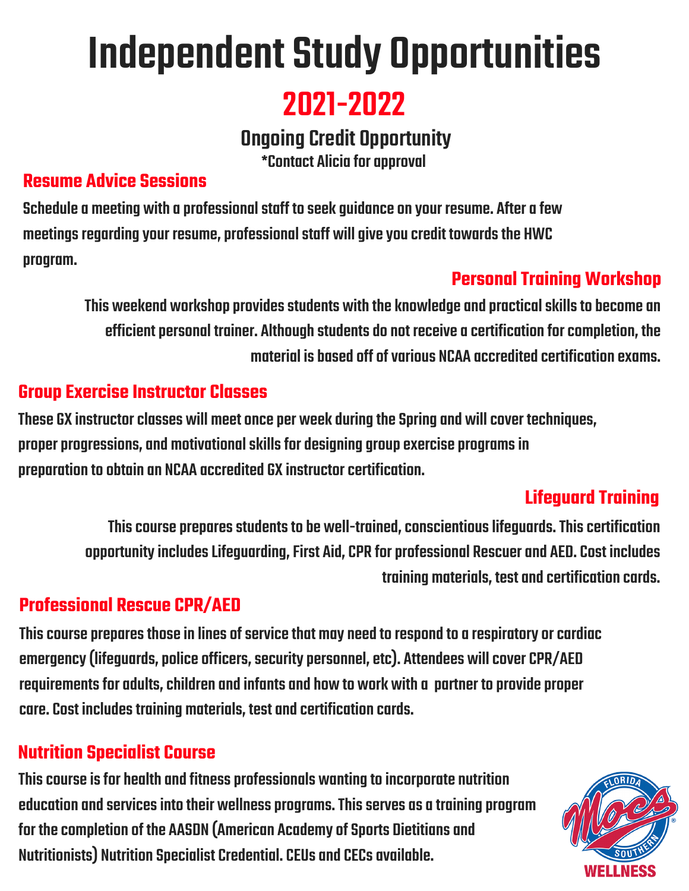# Independent Study Opportunities

## 2021-2022

### Ongoing Credit Opportunity

*Contact Alicia for approval

### Resume Advice Sessions

Schedule a meeting with a professional staff to seek guidance on your resume. After a few meetings regarding your resume, professional staff will give you credit towards the HWC program.

### Personal Training Workshop

This weekend workshop provides students with the knowledge and practical skills to become an efficient personal trainer. Although students do not receive a certification for completion, the material is based off of various NCAA accredited certification exams.

### Group Exercise Instructor Classes

These GX instructor classes will meet once per week during the Spring and will cover techniques, proper progressions, and motivational skills for designing group exercise programs in preparation to obtain an NCAA accredited GX instructor certification.

### Lifeguard Training

This course prepares students to be well-trained, conscientious lifeguards. This certification opportunity includes Lifeguarding, First Aid, CPR for professional Rescuer and AED. Cost includes training materials, test and certification cards.

### Professional Rescue CPR/AED

This course prepares those in lines of service that may need to respond to a respiratory or cardiac emergency (lifeguards, police officers, security personnel, etc). Attendees will cover CPR/AED requirements for adults, children and infants and how to work with a partner to provide proper care. Cost includes training materials, test and certification cards.

### Nutrition Specialist Course

This course is for health and fitness professionals wanting to incorporate nutrition education and services into their wellness programs. This serves as a training program for the completion of the AASDN (American Academy of Sports Dietitians and Nutritionists) Nutrition Specialist Credential. CEUs and CECs available.

FLORIDA Mocs SOUTHERN
WELLNESS